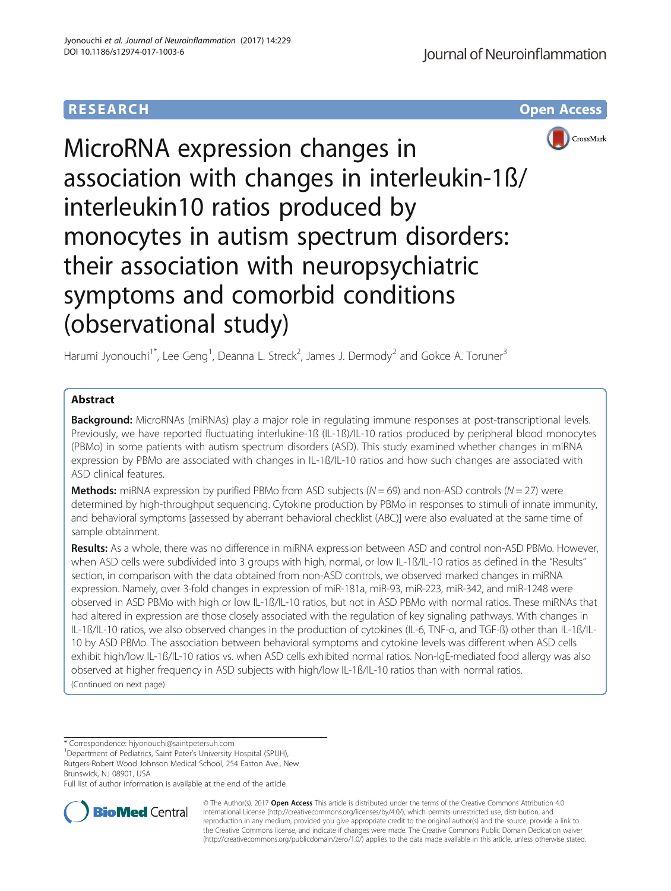RESEARCH

Open Access

# MicroRNA expression changes in association with changes in interleukin-1ß/interleukin10 ratios produced by monocytes in autism spectrum disorders: their association with neuropsychiatric symptoms and comorbid conditions (observational study)

Harumi Jyonouchi[1*], Lee Geng[1], Deanna L. Streck[2], James J. Dermody[2] and Gokce A. Toruner[3]

## Abstract

**Background:** MicroRNAs (miRNAs) play a major role in regulating immune responses at post-transcriptional levels. Previously, we have reported fluctuating interlukine-1ß (IL-1ß)/IL-10 ratios produced by peripheral blood monocytes (PBMo) in some patients with autism spectrum disorders (ASD). This study examined whether changes in miRNA expression by PBMo are associated with changes in IL-1ß/IL-10 ratios and how such changes are associated with ASD clinical features.

**Methods:** miRNA expression by purified PBMo from ASD subjects ($N = 69$) and non-ASD controls ($N = 27$) were determined by high-throughput sequencing. Cytokine production by PBMo in responses to stimuli of innate immunity, and behavioral symptoms [assessed by aberrant behavioral checklist (ABC)] were also evaluated at the same time of sample obtainment.

**Results:** As a whole, there was no difference in miRNA expression between ASD and control non-ASD PBMo. However, when ASD cells were subdivided into 3 groups with high, normal, or low IL-1ß/IL-10 ratios as defined in the "Results" section, in comparison with the data obtained from non-ASD controls, we observed marked changes in miRNA expression. Namely, over 3-fold changes in expression of miR-181a, miR-93, miR-223, miR-342, and miR-1248 were observed in ASD PBMo with high or low IL-1ß/IL-10 ratios, but not in ASD PBMo with normal ratios. These miRNAs that had altered in expression are those closely associated with the regulation of key signaling pathways. With changes in IL-1ß/IL-10 ratios, we also observed changes in the production of cytokines (IL-6, TNF-α, and TGF-ß) other than IL-1ß/IL-10 by ASD PBMo. The association between behavioral symptoms and cytokine levels was different when ASD cells exhibit high/low IL-1ß/IL-10 ratios vs. when ASD cells exhibited normal ratios. Non-IgE-mediated food allergy was also observed at higher frequency in ASD subjects with high/low IL-1ß/IL-10 ratios than with normal ratios.

(Continued on next page)

---

* Correspondence: hjyonouchi@saintpetersuh.com

[1]Department of Pediatrics, Saint Peter's University Hospital (SPUH), Rutgers-Robert Wood Johnson Medical School, 254 Easton Ave., New Brunswick, NJ 08901, USA

Full list of author information is available at the end of the article

© The Author(s). 2017 **Open Access** This article is distributed under the terms of the Creative Commons Attribution 4.0 International License (http://creativecommons.org/licenses/by/4.0/), which permits unrestricted use, distribution, and reproduction in any medium, provided you give appropriate credit to the original author(s) and the source, provide a link to the Creative Commons license, and indicate if changes were made. The Creative Commons Public Domain Dedication waiver (http://creativecommons.org/publicdomain/zero/1.0/) applies to the data made available in this article, unless otherwise stated.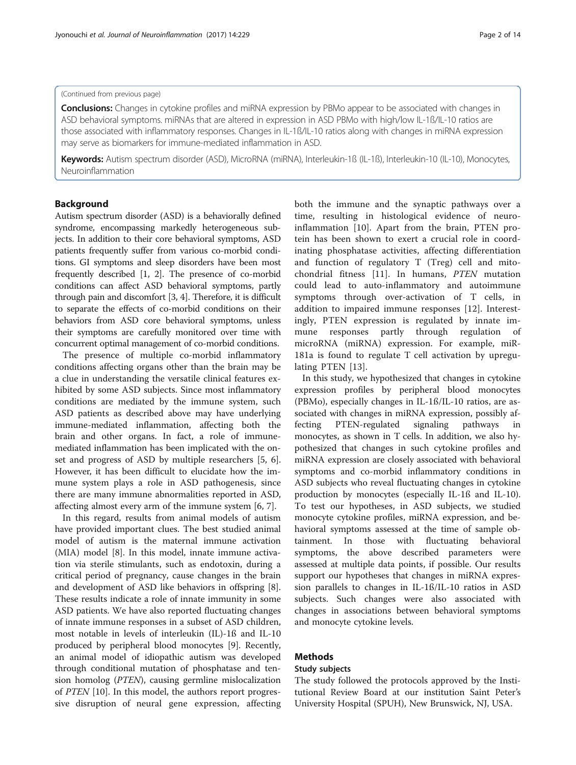(Continued from previous page)

**Conclusions:** Changes in cytokine profiles and miRNA expression by PBMo appear to be associated with changes in ASD behavioral symptoms. miRNAs that are altered in expression in ASD PBMo with high/low IL-1ß/IL-10 ratios are those associated with inflammatory responses. Changes in IL-1ß/IL-10 ratios along with changes in miRNA expression may serve as biomarkers for immune-mediated inflammation in ASD.

**Keywords:** Autism spectrum disorder (ASD), MicroRNA (miRNA), Interleukin-1ß (IL-1ß), Interleukin-10 (IL-10), Monocytes, Neuroinflammation

## Background

Autism spectrum disorder (ASD) is a behaviorally defined syndrome, encompassing markedly heterogeneous subjects. In addition to their core behavioral symptoms, ASD patients frequently suffer from various co-morbid conditions. GI symptoms and sleep disorders have been most frequently described [1, 2]. The presence of co-morbid conditions can affect ASD behavioral symptoms, partly through pain and discomfort [3, 4]. Therefore, it is difficult to separate the effects of co-morbid conditions on their behaviors from ASD core behavioral symptoms, unless their symptoms are carefully monitored over time with concurrent optimal management of co-morbid conditions.

The presence of multiple co-morbid inflammatory conditions affecting organs other than the brain may be a clue in understanding the versatile clinical features exhibited by some ASD subjects. Since most inflammatory conditions are mediated by the immune system, such ASD patients as described above may have underlying immune-mediated inflammation, affecting both the brain and other organs. In fact, a role of immune-mediated inflammation has been implicated with the onset and progress of ASD by multiple researchers [5, 6]. However, it has been difficult to elucidate how the immune system plays a role in ASD pathogenesis, since there are many immune abnormalities reported in ASD, affecting almost every arm of the immune system [6, 7].

In this regard, results from animal models of autism have provided important clues. The best studied animal model of autism is the maternal immune activation (MIA) model [8]. In this model, innate immune activation via sterile stimulants, such as endotoxin, during a critical period of pregnancy, cause changes in the brain and development of ASD like behaviors in offspring [8]. These results indicate a role of innate immunity in some ASD patients. We have also reported fluctuating changes of innate immune responses in a subset of ASD children, most notable in levels of interleukin (IL)-1ß and IL-10 produced by peripheral blood monocytes [9]. Recently, an animal model of idiopathic autism was developed through conditional mutation of phosphatase and tension homolog (*PTEN*), causing germline mislocalization of *PTEN* [10]. In this model, the authors report progressive disruption of neural gene expression, affecting both the immune and the synaptic pathways over a time, resulting in histological evidence of neuroinflammation [10]. Apart from the brain, PTEN protein has been shown to exert a crucial role in coordinating phosphatase activities, affecting differentiation and function of regulatory T (Treg) cell and mitochondrial fitness [11]. In humans, *PTEN* mutation could lead to auto-inflammatory and autoimmune symptoms through over-activation of T cells, in addition to impaired immune responses [12]. Interestingly, PTEN expression is regulated by innate immune responses partly through regulation of microRNA (miRNA) expression. For example, miR-181a is found to regulate T cell activation by upregulating PTEN [13].

In this study, we hypothesized that changes in cytokine expression profiles by peripheral blood monocytes (PBMo), especially changes in IL-1ß/IL-10 ratios, are associated with changes in miRNA expression, possibly affecting PTEN-regulated signaling pathways in monocytes, as shown in T cells. In addition, we also hypothesized that changes in such cytokine profiles and miRNA expression are closely associated with behavioral symptoms and co-morbid inflammatory conditions in ASD subjects who reveal fluctuating changes in cytokine production by monocytes (especially IL-1ß and IL-10). To test our hypotheses, in ASD subjects, we studied monocyte cytokine profiles, miRNA expression, and behavioral symptoms assessed at the time of sample obtainment. In those with fluctuating behavioral symptoms, the above described parameters were assessed at multiple data points, if possible. Our results support our hypotheses that changes in miRNA expression parallels to changes in IL-1ß/IL-10 ratios in ASD subjects. Such changes were also associated with changes in associations between behavioral symptoms and monocyte cytokine levels.

## Methods

### Study subjects

The study followed the protocols approved by the Institutional Review Board at our institution Saint Peter's University Hospital (SPUH), New Brunswick, NJ, USA.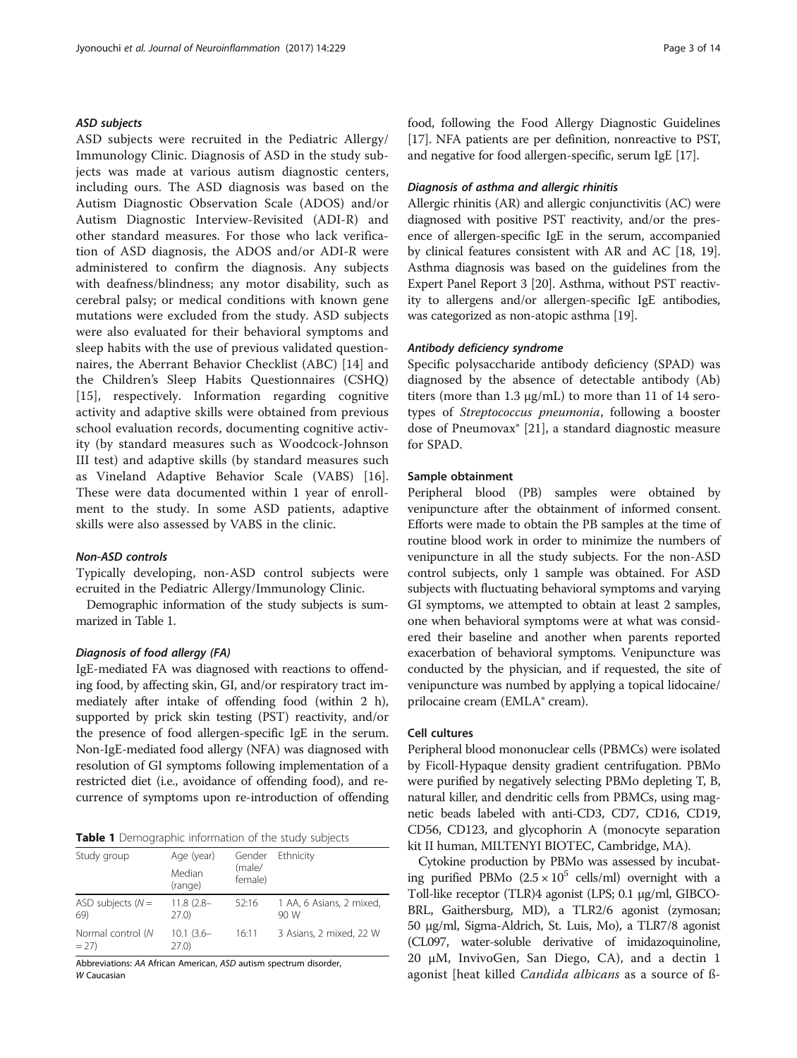#### *ASD subjects*

ASD subjects were recruited in the Pediatric Allergy/Immunology Clinic. Diagnosis of ASD in the study subjects was made at various autism diagnostic centers, including ours. The ASD diagnosis was based on the Autism Diagnostic Observation Scale (ADOS) and/or Autism Diagnostic Interview-Revisited (ADI-R) and other standard measures. For those who lack verification of ASD diagnosis, the ADOS and/or ADI-R were administered to confirm the diagnosis. Any subjects with deafness/blindness; any motor disability, such as cerebral palsy; or medical conditions with known gene mutations were excluded from the study. ASD subjects were also evaluated for their behavioral symptoms and sleep habits with the use of previous validated questionnaires, the Aberrant Behavior Checklist (ABC) [14] and the Children's Sleep Habits Questionnaires (CSHQ) [15], respectively. Information regarding cognitive activity and adaptive skills were obtained from previous school evaluation records, documenting cognitive activity (by standard measures such as Woodcock-Johnson III test) and adaptive skills (by standard measures such as Vineland Adaptive Behavior Scale (VABS) [16]. These were data documented within 1 year of enrollment to the study. In some ASD patients, adaptive skills were also assessed by VABS in the clinic.

#### *Non-ASD controls*

Typically developing, non-ASD control subjects were ecruited in the Pediatric Allergy/Immunology Clinic.

Demographic information of the study subjects is summarized in Table 1.

#### *Diagnosis of food allergy (FA)*

IgE-mediated FA was diagnosed with reactions to offending food, by affecting skin, GI, and/or respiratory tract immediately after intake of offending food (within 2 h), supported by prick skin testing (PST) reactivity, and/or the presence of food allergen-specific IgE in the serum. Non-IgE-mediated food allergy (NFA) was diagnosed with resolution of GI symptoms following implementation of a restricted diet (i.e., avoidance of offending food), and recurrence of symptoms upon re-introduction of offending food, following the Food Allergy Diagnostic Guidelines [17]. NFA patients are per definition, nonreactive to PST, and negative for food allergen-specific, serum IgE [17].

**Table 1** Demographic information of the study subjects

| Study group | Age (year) Median (range) | Gender (male/ female) | Ethnicity |
|---|---|---|---|
| ASD subjects (*N* = 69) | 11.8 (2.8–27.0) | 52:16 | 1 AA, 6 Asians, 2 mixed, 90 W |
| Normal control (*N* = 27) | 10.1 (3.6–27.0) | 16:11 | 3 Asians, 2 mixed, 22 W |

Abbreviations: *AA* African American, *ASD* autism spectrum disorder, *W* Caucasian

#### *Diagnosis of asthma and allergic rhinitis*

Allergic rhinitis (AR) and allergic conjunctivitis (AC) were diagnosed with positive PST reactivity, and/or the presence of allergen-specific IgE in the serum, accompanied by clinical features consistent with AR and AC [18, 19]. Asthma diagnosis was based on the guidelines from the Expert Panel Report 3 [20]. Asthma, without PST reactivity to allergens and/or allergen-specific IgE antibodies, was categorized as non-atopic asthma [19].

#### *Antibody deficiency syndrome*

Specific polysaccharide antibody deficiency (SPAD) was diagnosed by the absence of detectable antibody (Ab) titers (more than 1.3 μg/mL) to more than 11 of 14 serotypes of *Streptococcus pneumonia*, following a booster dose of Pneumovax® [21], a standard diagnostic measure for SPAD.

### Sample obtainment

Peripheral blood (PB) samples were obtained by venipuncture after the obtainment of informed consent. Efforts were made to obtain the PB samples at the time of routine blood work in order to minimize the numbers of venipuncture in all the study subjects. For the non-ASD control subjects, only 1 sample was obtained. For ASD subjects with fluctuating behavioral symptoms and varying GI symptoms, we attempted to obtain at least 2 samples, one when behavioral symptoms were at what was considered their baseline and another when parents reported exacerbation of behavioral symptoms. Venipuncture was conducted by the physician, and if requested, the site of venipuncture was numbed by applying a topical lidocaine/prilocaine cream (EMLA® cream).

### Cell cultures

Peripheral blood mononuclear cells (PBMCs) were isolated by Ficoll-Hypaque density gradient centrifugation. PBMo were purified by negatively selecting PBMo depleting T, B, natural killer, and dendritic cells from PBMCs, using magnetic beads labeled with anti-CD3, CD7, CD16, CD19, CD56, CD123, and glycophorin A (monocyte separation kit II human, MILTENYI BIOTEC, Cambridge, MA).

Cytokine production by PBMo was assessed by incubating purified PBMo ($2.5 \times 10^5$ cells/ml) overnight with a Toll-like receptor (TLR)4 agonist (LPS; 0.1 μg/ml, GIBCO-BRL, Gaithersburg, MD), a TLR2/6 agonist (zymosan; 50 μg/ml, Sigma-Aldrich, St. Luis, Mo), a TLR7/8 agonist (CL097, water-soluble derivative of imidazoquinoline, 20 μM, InvivoGen, San Diego, CA), and a dectin 1 agonist [heat killed *Candida albicans* as a source of ß-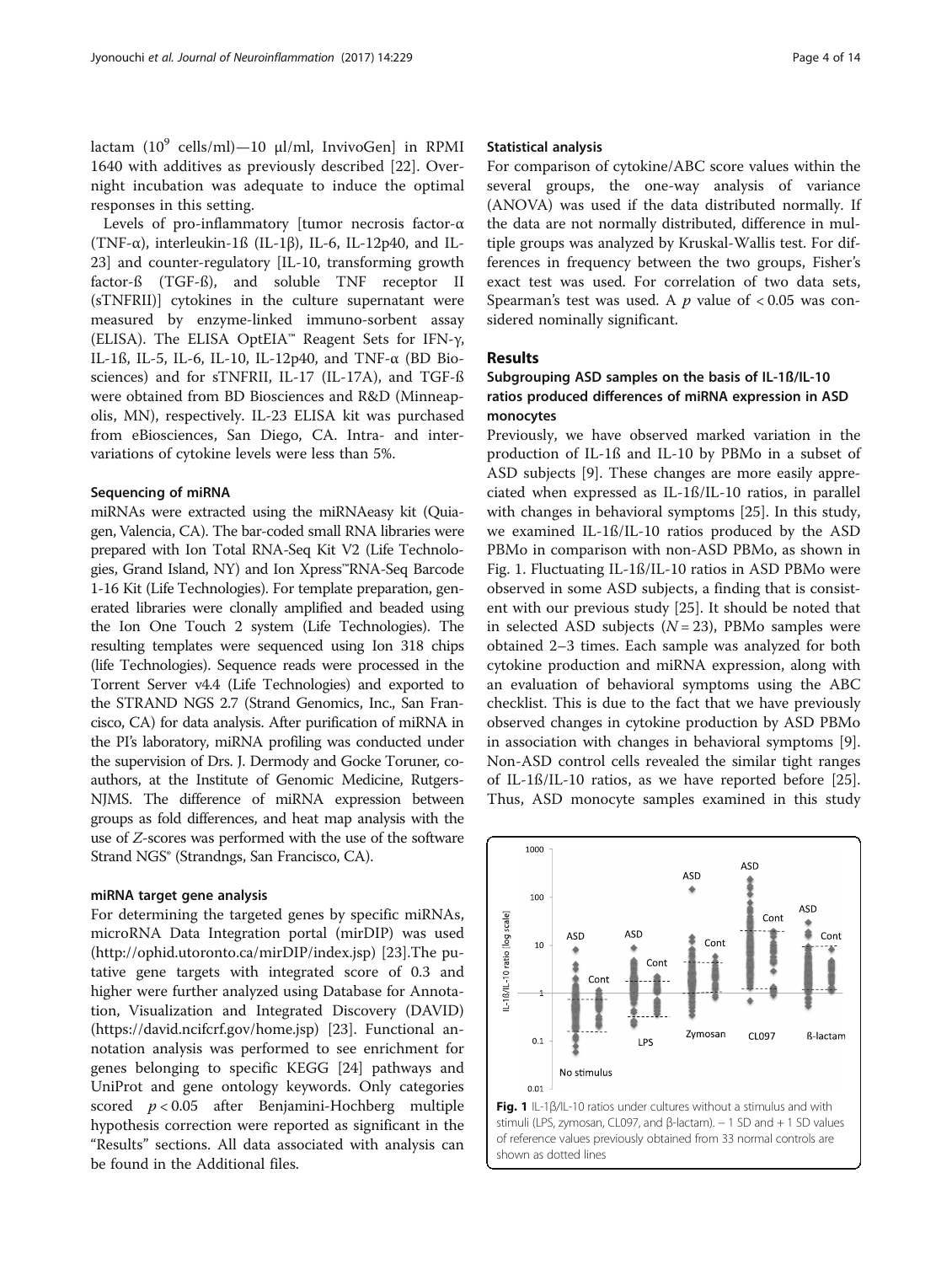lactam ($10^9$ cells/ml)—10 μl/ml, InvivoGen] in RPMI 1640 with additives as previously described [22]. Overnight incubation was adequate to induce the optimal responses in this setting.

Levels of pro-inflammatory [tumor necrosis factor-α (TNF-α), interleukin-1ß (IL-1β), IL-6, IL-12p40, and IL-23] and counter-regulatory [IL-10, transforming growth factor-ß (TGF-ß), and soluble TNF receptor II (sTNFRII)] cytokines in the culture supernatant were measured by enzyme-linked immuno-sorbent assay (ELISA). The ELISA OptEIA™ Reagent Sets for IFN-γ, IL-1ß, IL-5, IL-6, IL-10, IL-12p40, and TNF-α (BD Biosciences) and for sTNFRII, IL-17 (IL-17A), and TGF-ß were obtained from BD Biosciences and R&D (Minneapolis, MN), respectively. IL-23 ELISA kit was purchased from eBiosciences, San Diego, CA. Intra- and inter-variations of cytokine levels were less than 5%.

#### Sequencing of miRNA

miRNAs were extracted using the miRNAeasy kit (Quiagen, Valencia, CA). The bar-coded small RNA libraries were prepared with Ion Total RNA-Seq Kit V2 (Life Technologies, Grand Island, NY) and Ion Xpress™RNA-Seq Barcode 1-16 Kit (Life Technologies). For template preparation, generated libraries were clonally amplified and beaded using the Ion One Touch 2 system (Life Technologies). The resulting templates were sequenced using Ion 318 chips (life Technologies). Sequence reads were processed in the Torrent Server v4.4 (Life Technologies) and exported to the STRAND NGS 2.7 (Strand Genomics, Inc., San Francisco, CA) for data analysis. After purification of miRNA in the PI's laboratory, miRNA profiling was conducted under the supervision of Drs. J. Dermody and Gocke Toruner, co-authors, at the Institute of Genomic Medicine, Rutgers-NJMS. The difference of miRNA expression between groups as fold differences, and heat map analysis with the use of *Z*-scores was performed with the use of the software Strand NGS® (Strandngs, San Francisco, CA).

#### miRNA target gene analysis

For determining the targeted genes by specific miRNAs, microRNA Data Integration portal (mirDIP) was used (http://ophid.utoronto.ca/mirDIP/index.jsp) [23].The putative gene targets with integrated score of 0.3 and higher were further analyzed using Database for Annotation, Visualization and Integrated Discovery (DAVID) (https://david.ncifcrf.gov/home.jsp) [23]. Functional annotation analysis was performed to see enrichment for genes belonging to specific KEGG [24] pathways and UniProt and gene ontology keywords. Only categories scored $p < 0.05$ after Benjamini-Hochberg multiple hypothesis correction were reported as significant in the "Results" sections. All data associated with analysis can be found in the Additional files.

#### Statistical analysis

For comparison of cytokine/ABC score values within the several groups, the one-way analysis of variance (ANOVA) was used if the data distributed normally. If the data are not normally distributed, difference in multiple groups was analyzed by Kruskal-Wallis test. For differences in frequency between the two groups, Fisher's exact test was used. For correlation of two data sets, Spearman's test was used. A $p$ value of $< 0.05$ was considered nominally significant.

## Results

### Subgrouping ASD samples on the basis of IL-1ß/IL-10 ratios produced differences of miRNA expression in ASD monocytes

Previously, we have observed marked variation in the production of IL-1ß and IL-10 by PBMo in a subset of ASD subjects [9]. These changes are more easily appreciated when expressed as IL-1ß/IL-10 ratios, in parallel with changes in behavioral symptoms [25]. In this study, we examined IL-1ß/IL-10 ratios produced by the ASD PBMo in comparison with non-ASD PBMo, as shown in Fig. 1. Fluctuating IL-1ß/IL-10 ratios in ASD PBMo were observed in some ASD subjects, a finding that is consistent with our previous study [25]. It should be noted that in selected ASD subjects ($N = 23$), PBMo samples were obtained 2–3 times. Each sample was analyzed for both cytokine production and miRNA expression, along with an evaluation of behavioral symptoms using the ABC checklist. This is due to the fact that we have previously observed changes in cytokine production by ASD PBMo in association with changes in behavioral symptoms [9]. Non-ASD control cells revealed the similar tight ranges of IL-1ß/IL-10 ratios, as we have reported before [25]. Thus, ASD monocyte samples examined in this study

**Fig. 1** IL-1β/IL-10 ratios under cultures without a stimulus and with stimuli (LPS, zymosan, CL097, and β-lactam). − 1 SD and + 1 SD values of reference values previously obtained from 33 normal controls are shown as dotted lines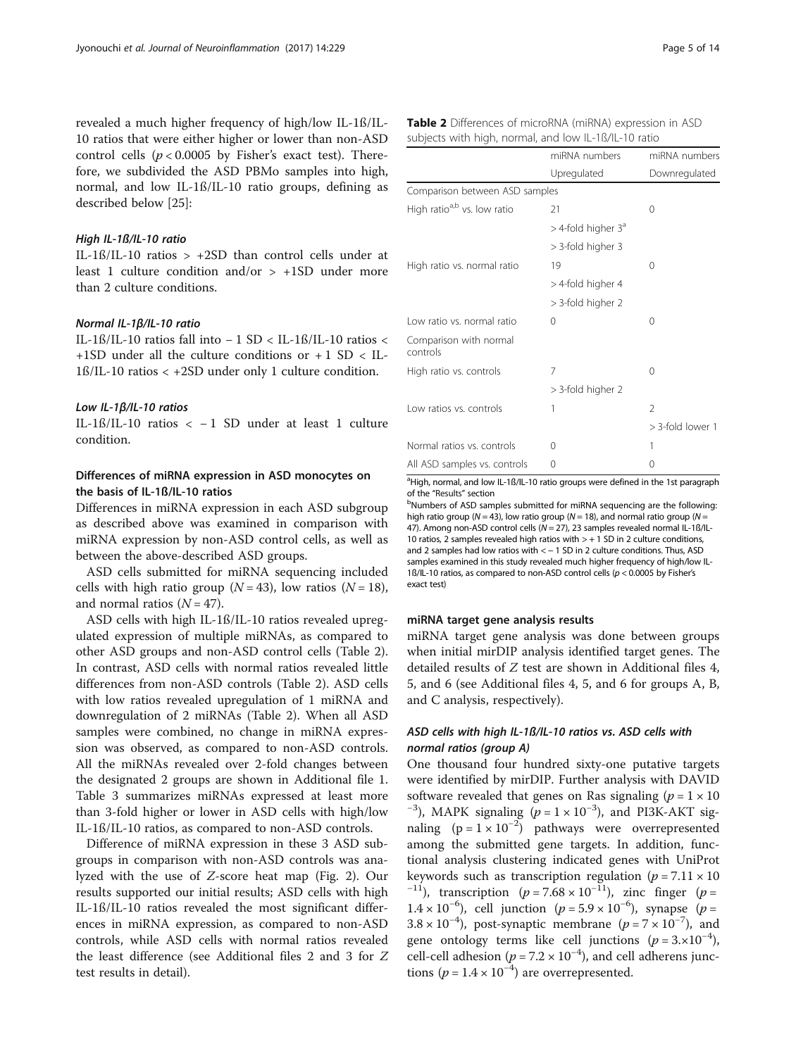revealed a much higher frequency of high/low IL-1ß/IL-10 ratios that were either higher or lower than non-ASD control cells ($p < 0.0005$ by Fisher's exact test). Therefore, we subdivided the ASD PBMo samples into high, normal, and low IL-1ß/IL-10 ratio groups, defining as described below [25]:

#### *High IL-1ß/IL-10 ratio*

IL-1ß/IL-10 ratios > +2SD than control cells under at least 1 culture condition and/or > +1SD under more than 2 culture conditions.

#### *Normal IL-1β/IL-10 ratio*

IL-1ß/IL-10 ratios fall into − 1 SD < IL-1ß/IL-10 ratios < +1SD under all the culture conditions or + 1 SD < IL-1ß/IL-10 ratios < +2SD under only 1 culture condition.

#### *Low IL-1β/IL-10 ratios*

IL-1ß/IL-10 ratios < − 1 SD under at least 1 culture condition.

### Differences of miRNA expression in ASD monocytes on the basis of IL-1ß/IL-10 ratios

Differences in miRNA expression in each ASD subgroup as described above was examined in comparison with miRNA expression by non-ASD control cells, as well as between the above-described ASD groups.

ASD cells submitted for miRNA sequencing included cells with high ratio group ($N = 43$), low ratios ($N = 18$), and normal ratios ($N = 47$).

ASD cells with high IL-1ß/IL-10 ratios revealed upregulated expression of multiple miRNAs, as compared to other ASD groups and non-ASD control cells (Table 2). In contrast, ASD cells with normal ratios revealed little differences from non-ASD controls (Table 2). ASD cells with low ratios revealed upregulation of 1 miRNA and downregulation of 2 miRNAs (Table 2). When all ASD samples were combined, no change in miRNA expression was observed, as compared to non-ASD controls. All the miRNAs revealed over 2-fold changes between the designated 2 groups are shown in Additional file 1. Table 3 summarizes miRNAs expressed at least more than 3-fold higher or lower in ASD cells with high/low IL-1ß/IL-10 ratios, as compared to non-ASD controls.

Difference of miRNA expression in these 3 ASD subgroups in comparison with non-ASD controls was analyzed with the use of *Z*-score heat map (Fig. 2). Our results supported our initial results; ASD cells with high IL-1ß/IL-10 ratios revealed the most significant differences in miRNA expression, as compared to non-ASD controls, while ASD cells with normal ratios revealed the least difference (see Additional files 2 and 3 for *Z* test results in detail).

**Table 2** Differences of microRNA (miRNA) expression in ASD subjects with high, normal, and low IL-1ß/IL-10 ratio

| | miRNA numbers Upregulated | miRNA numbers Downregulated |
|---|---|---|
| Comparison between ASD samples | | |
| High ratio[a,b] vs. low ratio | 21 | 0 |
| | > 4-fold higher 3[a] | |
| | > 3-fold higher 3 | |
| High ratio vs. normal ratio | 19 | 0 |
| | > 4-fold higher 4 | |
| | > 3-fold higher 2 | |
| Low ratio vs. normal ratio | 0 | 0 |
| Comparison with normal controls | | |
| High ratio vs. controls | 7 | 0 |
| | > 3-fold higher 2 | |
| Low ratios vs. controls | 1 | 2 |
| | | > 3-fold lower 1 |
| Normal ratios vs. controls | 0 | 1 |
| All ASD samples vs. controls | 0 | 0 |

[a]High, normal, and low IL-1ß/IL-10 ratio groups were defined in the 1st paragraph of the "Results" section

[b]Numbers of ASD samples submitted for miRNA sequencing are the following: high ratio group ($N = 43$), low ratio group ($N = 18$), and normal ratio group ($N = 47$). Among non-ASD control cells ($N = 27$), 23 samples revealed normal IL-1ß/IL-10 ratios, 2 samples revealed high ratios with > + 1 SD in 2 culture conditions, and 2 samples had low ratios with < − 1 SD in 2 culture conditions. Thus, ASD samples examined in this study revealed much higher frequency of high/low IL-1ß/IL-10 ratios, as compared to non-ASD control cells ($p < 0.0005$ by Fisher's exact test)

### miRNA target gene analysis results

miRNA target gene analysis was done between groups when initial mirDIP analysis identified target genes. The detailed results of *Z* test are shown in Additional files 4, 5, and 6 (see Additional files 4, 5, and 6 for groups A, B, and C analysis, respectively).

### *ASD cells with high IL-1ß/IL-10 ratios vs. ASD cells with normal ratios (group A)*

One thousand four hundred sixty-one putative targets were identified by mirDIP. Further analysis with DAVID software revealed that genes on Ras signaling ($p = 1 \times 10^{-3}$), MAPK signaling ($p = 1 \times 10^{-3}$), and PI3K-AKT signaling ($p = 1 \times 10^{-2}$) pathways were overrepresented among the submitted gene targets. In addition, functional analysis clustering indicated genes with UniProt keywords such as transcription regulation ($p = 7.11 \times 10^{-11}$), transcription ($p = 7.68 \times 10^{-11}$), zinc finger ($p = 1.4 \times 10^{-6}$), cell junction ($p = 5.9 \times 10^{-6}$), synapse ($p = 3.8 \times 10^{-4}$), post-synaptic membrane ($p = 7 \times 10^{-7}$), and gene ontology terms like cell junctions ($p = 3. \times 10^{-4}$), cell-cell adhesion ($p = 7.2 \times 10^{-4}$), and cell adherens junctions ($p = 1.4 \times 10^{-4}$) are overrepresented.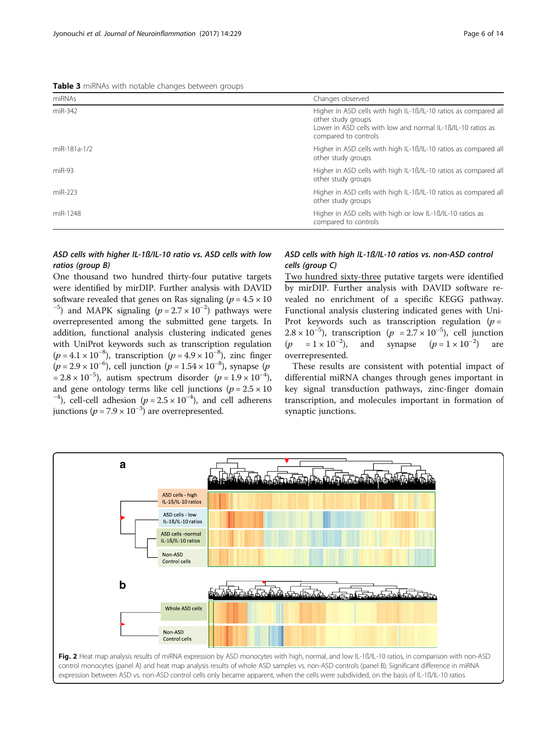**Table 3** miRNAs with notable changes between groups

| miRNAs | Changes observed |
| --- | --- |
| miR-342 | Higher in ASD cells with high IL-1ß/IL-10 ratios as compared all other study groups<br>Lower in ASD cells with low and normal IL-1ß/IL-10 ratios as compared to controls |
| miR-181a-1/2 | Higher in ASD cells with high IL-1ß/IL-10 ratios as compared all other study groups |
| miR-93 | Higher in ASD cells with high IL-1ß/IL-10 ratios as compared all other study groups |
| miR-223 | Higher in ASD cells with high IL-1ß/IL-10 ratios as compared all other study groups |
| miR-1248 | Higher in ASD cells with high or low IL-1ß/IL-10 ratios as compared to controls |

### *ASD cells with higher IL-1ß/IL-10 ratio vs. ASD cells with low ratios (group B)*

One thousand two hundred thirty-four putative targets were identified by mirDIP. Further analysis with DAVID software revealed that genes on Ras signaling ($p = 4.5 \times 10^{-5}$) and MAPK signaling ($p = 2.7 \times 10^{-2}$) pathways were overrepresented among the submitted gene targets. In addition, functional analysis clustering indicated genes with UniProt keywords such as transcription regulation ($p = 4.1 \times 10^{-8}$), transcription ($p = 4.9 \times 10^{-8}$), zinc finger ($p = 2.9 \times 10^{-6}$), cell junction ($p = 1.54 \times 10^{-8}$), synapse ($p = 2.8 \times 10^{-5}$), autism spectrum disorder ($p = 1.9 \times 10^{-4}$), and gene ontology terms like cell junctions ($p = 2.5 \times 10^{-4}$), cell-cell adhesion ($p = 2.5 \times 10^{-4}$), and cell adherens junctions ($p = 7.9 \times 10^{-3}$) are overrepresented.

### *ASD cells with high IL-1ß/IL-10 ratios vs. non-ASD control cells (group C)*

Two hundred sixty-three putative targets were identified by mirDIP. Further analysis with DAVID software revealed no enrichment of a specific KEGG pathway. Functional analysis clustering indicated genes with UniProt keywords such as transcription regulation ($p = 2.8 \times 10^{-5}$), transcription ($p = 2.7 \times 10^{-5}$), cell junction ($p = 1 \times 10^{-2}$), and synapse ($p = 1 \times 10^{-2}$) are overrepresented.

These results are consistent with potential impact of differential miRNA changes through genes important in key signal transduction pathways, zinc-finger domain transcription, and molecules important in formation of synaptic junctions.

**Fig. 2** Heat map analysis results of miRNA expression by ASD monocytes with high, normal, and low IL-1ß/IL-10 ratios, in comparison with non-ASD control monocytes (panel A) and heat map analysis results of whole ASD samples vs. non-ASD controls (panel B). Significant difference in miRNA expression between ASD vs. non-ASD control cells only became apparent, when the cells were subdivided, on the basis of IL-1ß/IL-10 ratios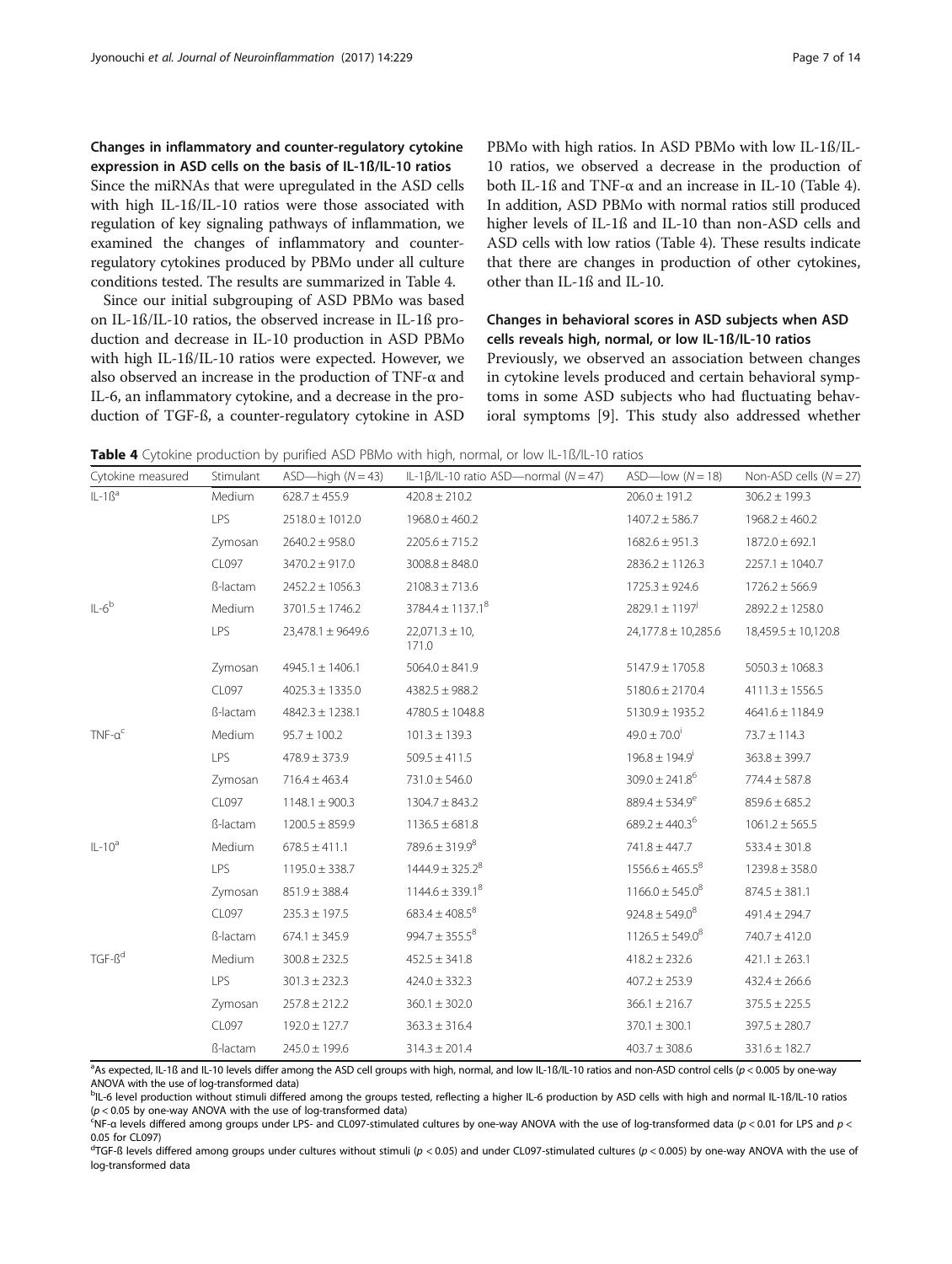## Changes in inflammatory and counter-regulatory cytokine expression in ASD cells on the basis of IL-1ß/IL-10 ratios

Since the miRNAs that were upregulated in the ASD cells with high IL-1ß/IL-10 ratios were those associated with regulation of key signaling pathways of inflammation, we examined the changes of inflammatory and counter-regulatory cytokines produced by PBMo under all culture conditions tested. The results are summarized in Table 4.

Since our initial subgrouping of ASD PBMo was based on IL-1ß/IL-10 ratios, the observed increase in IL-1ß production and decrease in IL-10 production in ASD PBMo with high IL-1ß/IL-10 ratios were expected. However, we also observed an increase in the production of TNF-α and IL-6, an inflammatory cytokine, and a decrease in the production of TGF-ß, a counter-regulatory cytokine in ASD PBMo with high ratios. In ASD PBMo with low IL-1ß/IL-10 ratios, we observed a decrease in the production of both IL-1ß and TNF-α and an increase in IL-10 (Table 4). In addition, ASD PBMo with normal ratios still produced higher levels of IL-1ß and IL-10 than non-ASD cells and ASD cells with low ratios (Table 4). These results indicate that there are changes in production of other cytokines, other than IL-1ß and IL-10.

## Changes in behavioral scores in ASD subjects when ASD cells reveals high, normal, or low IL-1ß/IL-10 ratios

Previously, we observed an association between changes in cytokine levels produced and certain behavioral symptoms in some ASD subjects who had fluctuating behavioral symptoms [9]. This study also addressed whether

**Table 4** Cytokine production by purified ASD PBMo with high, normal, or low IL-1ß/IL-10 ratios

| Cytokine measured | Stimulant | ASD—high ($N = 43$) | IL-1β/IL-10 ratio ASD—normal ($N = 47$) | ASD—low ($N = 18$) | Non-ASD cells ($N = 27$) |
|---|---|---|---|---|---|
| IL-1ß[a] | Medium | 628.7 ± 455.9 | 420.8 ± 210.2 | 206.0 ± 191.2 | 306.2 ± 199.3 |
| | LPS | 2518.0 ± 1012.0 | 1968.0 ± 460.2 | 1407.2 ± 586.7 | 1968.2 ± 460.2 |
| | Zymosan | 2640.2 ± 958.0 | 2205.6 ± 715.2 | 1682.6 ± 951.3 | 1872.0 ± 692.1 |
| | CL097 | 3470.2 ± 917.0 | 3008.8 ± 848.0 | 2836.2 ± 1126.3 | 2257.1 ± 1040.7 |
| | ß-lactam | 2452.2 ± 1056.3 | 2108.3 ± 713.6 | 1725.3 ± 924.6 | 1726.2 ± 566.9 |
| IL-6[b] | Medium | 3701.5 ± 1746.2 | 3784.4 ± 1137.1[8] | 2829.1 ± 1197[j] | 2892.2 ± 1258.0 |
| | LPS | 23,478.1 ± 9649.6 | 22,071.3 ± 10,171.0 | 24,177.8 ± 10,285.6 | 18,459.5 ± 10,120.8 |
| | Zymosan | 4945.1 ± 1406.1 | 5064.0 ± 841.9 | 5147.9 ± 1705.8 | 5050.3 ± 1068.3 |
| | CL097 | 4025.3 ± 1335.0 | 4382.5 ± 988.2 | 5180.6 ± 2170.4 | 4111.3 ± 1556.5 |
| | ß-lactam | 4842.3 ± 1238.1 | 4780.5 ± 1048.8 | 5130.9 ± 1935.2 | 4641.6 ± 1184.9 |
| TNF-α[c] | Medium | 95.7 ± 100.2 | 101.3 ± 139.3 | 49.0 ± 70.0[i] | 73.7 ± 114.3 |
| | LPS | 478.9 ± 373.9 | 509.5 ± 411.5 | 196.8 ± 194.9[i] | 363.8 ± 399.7 |
| | Zymosan | 716.4 ± 463.4 | 731.0 ± 546.0 | 309.0 ± 241.8[6] | 774.4 ± 587.8 |
| | CL097 | 1148.1 ± 900.3 | 1304.7 ± 843.2 | 889.4 ± 534.9[e] | 859.6 ± 685.2 |
| | ß-lactam | 1200.5 ± 859.9 | 1136.5 ± 681.8 | 689.2 ± 440.3[6] | 1061.2 ± 565.5 |
| IL-10[a] | Medium | 678.5 ± 411.1 | 789.6 ± 319.9[8] | 741.8 ± 447.7 | 533.4 ± 301.8 |
| | LPS | 1195.0 ± 338.7 | 1444.9 ± 325.2[8] | 1556.6 ± 465.5[8] | 1239.8 ± 358.0 |
| | Zymosan | 851.9 ± 388.4 | 1144.6 ± 339.1[8] | 1166.0 ± 545.0[8] | 874.5 ± 381.1 |
| | CL097 | 235.3 ± 197.5 | 683.4 ± 408.5[8] | 924.8 ± 549.0[8] | 491.4 ± 294.7 |
| | ß-lactam | 674.1 ± 345.9 | 994.7 ± 355.5[8] | 1126.5 ± 549.0[8] | 740.7 ± 412.0 |
| TGF-ß[d] | Medium | 300.8 ± 232.5 | 452.5 ± 341.8 | 418.2 ± 232.6 | 421.1 ± 263.1 |
| | LPS | 301.3 ± 232.3 | 424.0 ± 332.3 | 407.2 ± 253.9 | 432.4 ± 266.6 |
| | Zymosan | 257.8 ± 212.2 | 360.1 ± 302.0 | 366.1 ± 216.7 | 375.5 ± 225.5 |
| | CL097 | 192.0 ± 127.7 | 363.3 ± 316.4 | 370.1 ± 300.1 | 397.5 ± 280.7 |
| | ß-lactam | 245.0 ± 199.6 | 314.3 ± 201.4 | 403.7 ± 308.6 | 331.6 ± 182.7 |

[a]As expected, IL-1ß and IL-10 levels differ among the ASD cell groups with high, normal, and low IL-1ß/IL-10 ratios and non-ASD control cells ($p < 0.005$ by one-way ANOVA with the use of log-transformed data)

[b]IL-6 level production without stimuli differed among the groups tested, reflecting a higher IL-6 production by ASD cells with high and normal IL-1ß/IL-10 ratios ($p < 0.05$ by one-way ANOVA with the use of log-transformed data)

[c]NF-α levels differed among groups under LPS- and CL097-stimulated cultures by one-way ANOVA with the use of log-transformed data ($p < 0.01$ for LPS and $p < 0.05$ for CL097)

[d]TGF-ß levels differed among groups under cultures without stimuli ($p < 0.05$) and under CL097-stimulated cultures ($p < 0.005$) by one-way ANOVA with the use of log-transformed data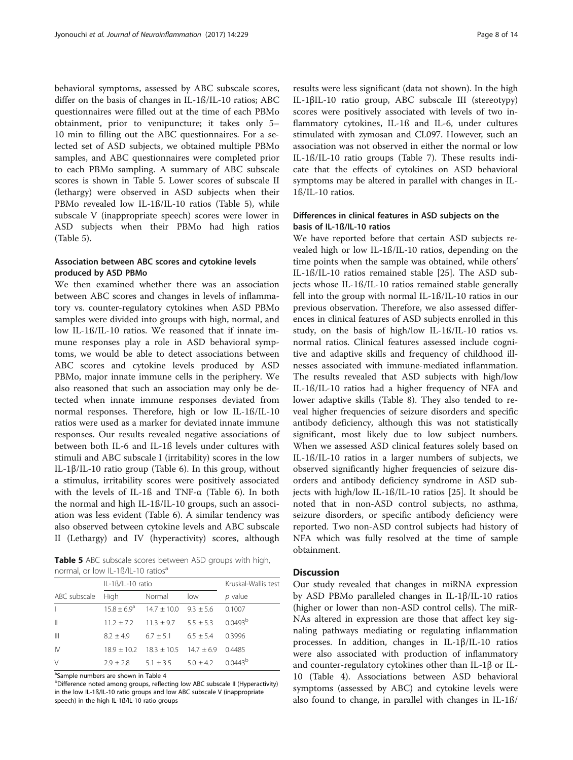behavioral symptoms, assessed by ABC subscale scores, differ on the basis of changes in IL-1ß/IL-10 ratios; ABC questionnaires were filled out at the time of each PBMo obtainment, prior to venipuncture; it takes only 5–10 min to filling out the ABC questionnaires. For a selected set of ASD subjects, we obtained multiple PBMo samples, and ABC questionnaires were completed prior to each PBMo sampling. A summary of ABC subscale scores is shown in Table 5. Lower scores of subscale II (lethargy) were observed in ASD subjects when their PBMo revealed low IL-1ß/IL-10 ratios (Table 5), while subscale V (inappropriate speech) scores were lower in ASD subjects when their PBMo had high ratios (Table 5).

### Association between ABC scores and cytokine levels produced by ASD PBMo

We then examined whether there was an association between ABC scores and changes in levels of inflammatory vs. counter-regulatory cytokines when ASD PBMo samples were divided into groups with high, normal, and low IL-1ß/IL-10 ratios. We reasoned that if innate immune responses play a role in ASD behavioral symptoms, we would be able to detect associations between ABC scores and cytokine levels produced by ASD PBMo, major innate immune cells in the periphery. We also reasoned that such an association may only be detected when innate immune responses deviated from normal responses. Therefore, high or low IL-1ß/IL-10 ratios were used as a marker for deviated innate immune responses. Our results revealed negative associations of between both IL-6 and IL-1ß levels under cultures with stimuli and ABC subscale I (irritability) scores in the low IL-1β/IL-10 ratio group (Table 6). In this group, without a stimulus, irritability scores were positively associated with the levels of IL-1ß and TNF-α (Table 6). In both the normal and high IL-1ß/IL-10 groups, such an association was less evident (Table 6). A similar tendency was also observed between cytokine levels and ABC subscale II (Lethargy) and IV (hyperactivity) scores, although results were less significant (data not shown). In the high IL-1βIL-10 ratio group, ABC subscale III (stereotypy) scores were positively associated with levels of two inflammatory cytokines, IL-1ß and IL-6, under cultures stimulated with zymosan and CL097. However, such an association was not observed in either the normal or low IL-1ß/IL-10 ratio groups (Table 7). These results indicate that the effects of cytokines on ASD behavioral symptoms may be altered in parallel with changes in IL-1ß/IL-10 ratios.

**Table 5** ABC subscale scores between ASD groups with high, normal, or low IL-1ß/IL-10 ratios[a]

| ABC subscale | IL-1ß/IL-10 ratio | | | Kruskal-Wallis test |
|---|---|---|---|---|
| | High | Normal | low | *p* value |
| I | 15.8 ± 6.9[a] | 14.7 ± 10.0 | 9.3 ± 5.6 | 0.1007 |
| II | 11.2 ± 7.2 | 11.3 ± 9.7 | 5.5 ± 5.3 | 0.0493[b] |
| III | 8.2 ± 4.9 | 6.7 ± 5.1 | 6.5 ± 5.4 | 0.3996 |
| IV | 18.9 ± 10.2 | 18.3 ± 10.5 | 14.7 ± 6.9 | 0.4485 |
| V | 2.9 ± 2.8 | 5.1 ± 3.5 | 5.0 ± 4.2 | 0.0443[b] |

[a]Sample numbers are shown in Table 4

[b]Difference noted among groups, reflecting low ABC subscale II (Hyperactivity) in the low IL-1ß/IL-10 ratio groups and low ABC subscale V (inappropriate speech) in the high IL-1ß/IL-10 ratio groups

### Differences in clinical features in ASD subjects on the basis of IL-1ß/IL-10 ratios

We have reported before that certain ASD subjects revealed high or low IL-1ß/IL-10 ratios, depending on the time points when the sample was obtained, while others' IL-1ß/IL-10 ratios remained stable [25]. The ASD subjects whose IL-1ß/IL-10 ratios remained stable generally fell into the group with normal IL-1ß/IL-10 ratios in our previous observation. Therefore, we also assessed differences in clinical features of ASD subjects enrolled in this study, on the basis of high/low IL-1ß/IL-10 ratios vs. normal ratios. Clinical features assessed include cognitive and adaptive skills and frequency of childhood illnesses associated with immune-mediated inflammation. The results revealed that ASD subjects with high/low IL-1ß/IL-10 ratios had a higher frequency of NFA and lower adaptive skills (Table 8). They also tended to reveal higher frequencies of seizure disorders and specific antibody deficiency, although this was not statistically significant, most likely due to low subject numbers. When we assessed ASD clinical features solely based on IL-1ß/IL-10 ratios in a larger numbers of subjects, we observed significantly higher frequencies of seizure disorders and antibody deficiency syndrome in ASD subjects with high/low IL-1ß/IL-10 ratios [25]. It should be noted that in non-ASD control subjects, no asthma, seizure disorders, or specific antibody deficiency were reported. Two non-ASD control subjects had history of NFA which was fully resolved at the time of sample obtainment.

## Discussion

Our study revealed that changes in miRNA expression by ASD PBMo paralleled changes in IL-1β/IL-10 ratios (higher or lower than non-ASD control cells). The miRNAs altered in expression are those that affect key signaling pathways mediating or regulating inflammation processes. In addition, changes in IL-1β/IL-10 ratios were also associated with production of inflammatory and counter-regulatory cytokines other than IL-1β or IL-10 (Table 4). Associations between ASD behavioral symptoms (assessed by ABC) and cytokine levels were also found to change, in parallel with changes in IL-1ß/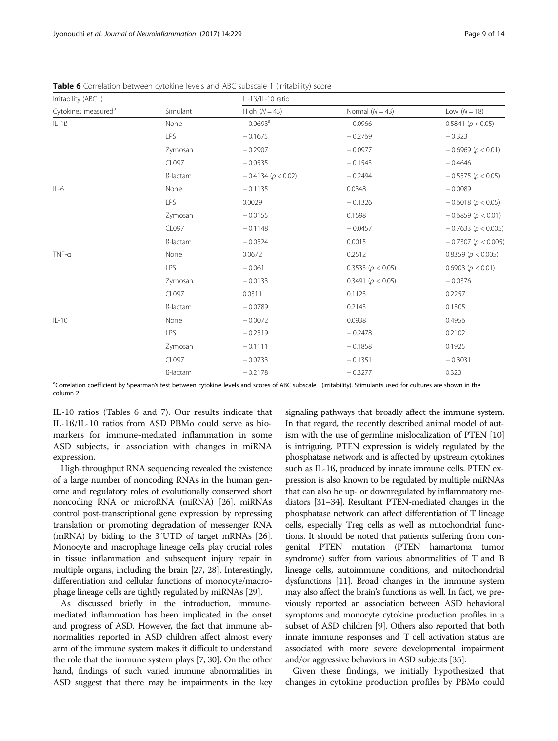**Table 6** Correlation between cytokine levels and ABC subscale 1 (irritability) score

| Irritability (ABC I) | | IL-1ß/IL-10 ratio | | |
|---|---|---|---|---|
| Cytokines measured[a] | Simulant | High ($N = 43$) | Normal ($N = 43$) | Low ($N = 18$) |
| IL-1ß | None | − 0.0693[a] | − 0.0966 | 0.5841 ($p < 0.05$) |
| | LPS | − 0.1675 | − 0.2769 | − 0.323 |
| | Zymosan | − 0.2907 | − 0.0977 | − 0.6969 ($p < 0.01$) |
| | CL097 | − 0.0535 | − 0.1543 | − 0.4646 |
| | ß-lactam | − 0.4134 ($p < 0.02$) | − 0.2494 | − 0.5575 ($p < 0.05$) |
| IL-6 | None | − 0.1135 | 0.0348 | − 0.0089 |
| | LPS | 0.0029 | − 0.1326 | − 0.6018 ($p < 0.05$) |
| | Zymosan | − 0.0155 | 0.1598 | − 0.6859 ($p < 0.01$) |
| | CL097 | − 0.1148 | − 0.0457 | − 0.7633 ($p < 0.005$) |
| | ß-lactam | − 0.0524 | 0.0015 | − 0.7307 ($p < 0.005$) |
| TNF-α | None | 0.0672 | 0.2512 | 0.8359 ($p < 0.005$) |
| | LPS | − 0.061 | 0.3533 ($p < 0.05$) | 0.6903 ($p < 0.01$) |
| | Zymosan | − 0.0133 | 0.3491 ($p < 0.05$) | − 0.0376 |
| | CL097 | 0.0311 | 0.1123 | 0.2257 |
| | ß-lactam | − 0.0789 | 0.2143 | 0.1305 |
| IL-10 | None | − 0.0072 | 0.0938 | 0.4956 |
| | LPS | − 0.2519 | − 0.2478 | 0.2102 |
| | Zymosan | − 0.1111 | − 0.1858 | 0.1925 |
| | CL097 | − 0.0733 | − 0.1351 | − 0.3031 |
| | ß-lactam | − 0.2178 | − 0.3277 | 0.323 |

[a]Correlation coefficient by Spearman's test between cytokine levels and scores of ABC subscale I (irritability). Stimulants used for cultures are shown in the column 2

IL-10 ratios (Tables 6 and 7). Our results indicate that IL-1ß/IL-10 ratios from ASD PBMo could serve as biomarkers for immune-mediated inflammation in some ASD subjects, in association with changes in miRNA expression.

High-throughput RNA sequencing revealed the existence of a large number of noncoding RNAs in the human genome and regulatory roles of evolutionally conserved short noncoding RNA or microRNA (miRNA) [26]. miRNAs control post-transcriptional gene expression by repressing translation or promoting degradation of messenger RNA (mRNA) by biding to the 3′UTD of target mRNAs [26]. Monocyte and macrophage lineage cells play crucial roles in tissue inflammation and subsequent injury repair in multiple organs, including the brain [27, 28]. Interestingly, differentiation and cellular functions of monocyte/macrophage lineage cells are tightly regulated by miRNAs [29].

As discussed briefly in the introduction, immune-mediated inflammation has been implicated in the onset and progress of ASD. However, the fact that immune abnormalities reported in ASD children affect almost every arm of the immune system makes it difficult to understand the role that the immune system plays [7, 30]. On the other hand, findings of such varied immune abnormalities in ASD suggest that there may be impairments in the key signaling pathways that broadly affect the immune system. In that regard, the recently described animal model of autism with the use of germline mislocalization of PTEN [10] is intriguing. PTEN expression is widely regulated by the phosphatase network and is affected by upstream cytokines such as IL-1ß, produced by innate immune cells. PTEN expression is also known to be regulated by multiple miRNAs that can also be up- or downregulated by inflammatory mediators [31–34]. Resultant PTEN-mediated changes in the phosphatase network can affect differentiation of T lineage cells, especially Treg cells as well as mitochondrial functions. It should be noted that patients suffering from congenital PTEN mutation (PTEN hamartoma tumor syndrome) suffer from various abnormalities of T and B lineage cells, autoimmune conditions, and mitochondrial dysfunctions [11]. Broad changes in the immune system may also affect the brain's functions as well. In fact, we previously reported an association between ASD behavioral symptoms and monocyte cytokine production profiles in a subset of ASD children [9]. Others also reported that both innate immune responses and T cell activation status are associated with more severe developmental impairment and/or aggressive behaviors in ASD subjects [35].

Given these findings, we initially hypothesized that changes in cytokine production profiles by PBMo could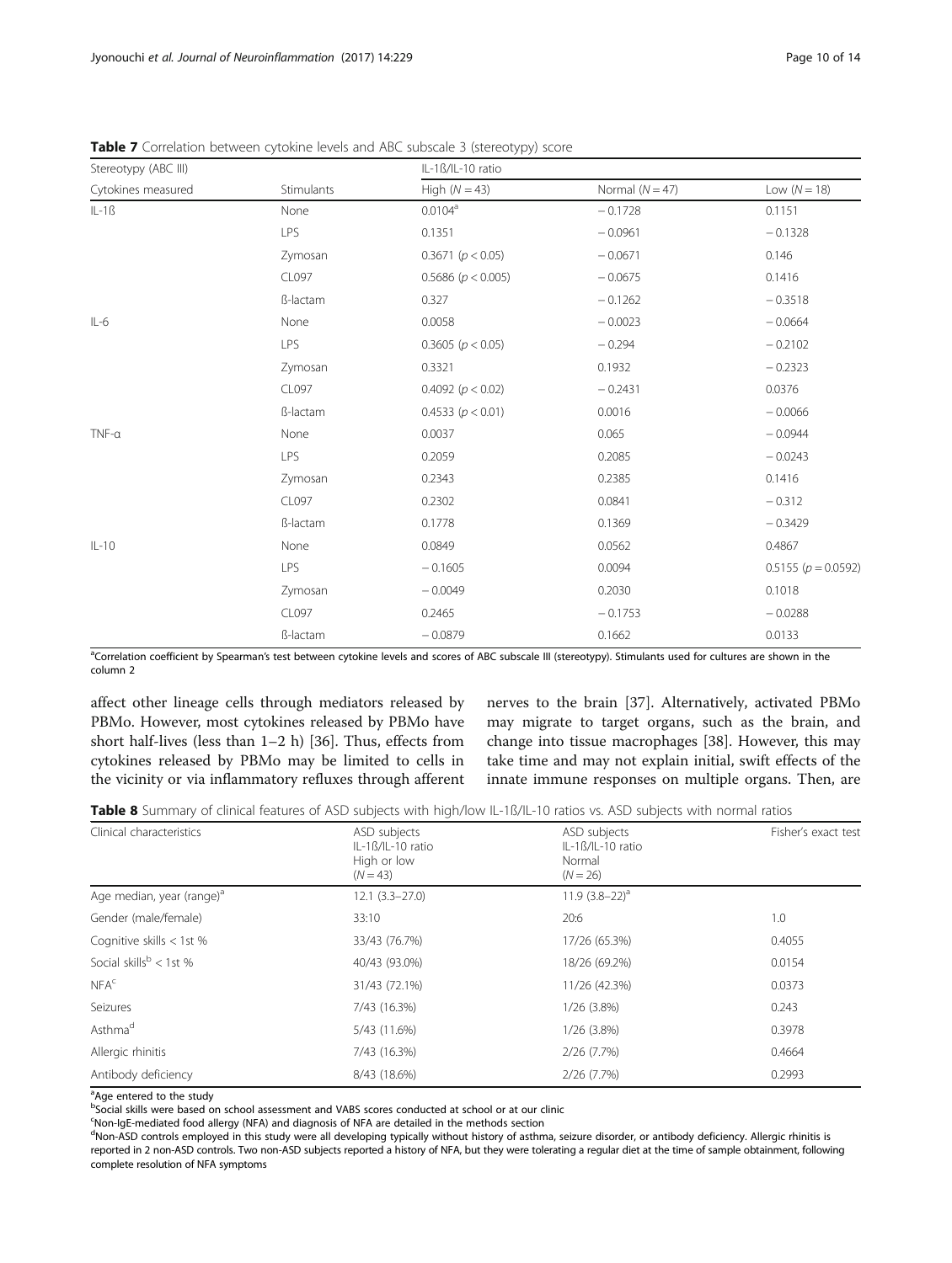**Table 7** Correlation between cytokine levels and ABC subscale 3 (stereotypy) score

| Stereotypy (ABC III) | | IL-1ß/IL-10 ratio | | |
|---|---|---|---|---|
| Cytokines measured | Stimulants | High ($N = 43$) | Normal ($N = 47$) | Low ($N = 18$) |
| IL-1ß | None | 0.0104[a] | − 0.1728 | 0.1151 |
| | LPS | 0.1351 | − 0.0961 | − 0.1328 |
| | Zymosan | 0.3671 ($p < 0.05$) | − 0.0671 | 0.146 |
| | CL097 | 0.5686 ($p < 0.005$) | − 0.0675 | 0.1416 |
| | ß-lactam | 0.327 | − 0.1262 | − 0.3518 |
| IL-6 | None | 0.0058 | − 0.0023 | − 0.0664 |
| | LPS | 0.3605 ($p < 0.05$) | − 0.294 | − 0.2102 |
| | Zymosan | 0.3321 | 0.1932 | − 0.2323 |
| | CL097 | 0.4092 ($p < 0.02$) | − 0.2431 | 0.0376 |
| | ß-lactam | 0.4533 ($p < 0.01$) | 0.0016 | − 0.0066 |
| TNF-α | None | 0.0037 | 0.065 | − 0.0944 |
| | LPS | 0.2059 | 0.2085 | − 0.0243 |
| | Zymosan | 0.2343 | 0.2385 | 0.1416 |
| | CL097 | 0.2302 | 0.0841 | − 0.312 |
| | ß-lactam | 0.1778 | 0.1369 | − 0.3429 |
| IL-10 | None | 0.0849 | 0.0562 | 0.4867 |
| | LPS | − 0.1605 | 0.0094 | 0.5155 ($p = 0.0592$) |
| | Zymosan | − 0.0049 | 0.2030 | 0.1018 |
| | CL097 | 0.2465 | − 0.1753 | − 0.0288 |
| | ß-lactam | − 0.0879 | 0.1662 | 0.0133 |

[a]Correlation coefficient by Spearman's test between cytokine levels and scores of ABC subscale III (stereotypy). Stimulants used for cultures are shown in the column 2

affect other lineage cells through mediators released by PBMo. However, most cytokines released by PBMo have short half-lives (less than 1–2 h) [36]. Thus, effects from cytokines released by PBMo may be limited to cells in the vicinity or via inflammatory refluxes through afferent nerves to the brain [37]. Alternatively, activated PBMo may migrate to target organs, such as the brain, and change into tissue macrophages [38]. However, this may take time and may not explain initial, swift effects of the innate immune responses on multiple organs. Then, are

**Table 8** Summary of clinical features of ASD subjects with high/low IL-1ß/IL-10 ratios vs. ASD subjects with normal ratios

| Clinical characteristics | ASD subjects IL-1ß/IL-10 ratio High or low ($N = 43$) | ASD subjects IL-1ß/IL-10 ratio Normal ($N = 26$) | Fisher's exact test |
|---|---|---|---|
| Age median, year (range)[a] | 12.1 (3.3–27.0) | 11.9 (3.8–22)[a] | |
| Gender (male/female) | 33:10 | 20:6 | 1.0 |
| Cognitive skills < 1st % | 33/43 (76.7%) | 17/26 (65.3%) | 0.4055 |
| Social skills[b] < 1st % | 40/43 (93.0%) | 18/26 (69.2%) | 0.0154 |
| NFA[c] | 31/43 (72.1%) | 11/26 (42.3%) | 0.0373 |
| Seizures | 7/43 (16.3%) | 1/26 (3.8%) | 0.243 |
| Asthma[d] | 5/43 (11.6%) | 1/26 (3.8%) | 0.3978 |
| Allergic rhinitis | 7/43 (16.3%) | 2/26 (7.7%) | 0.4664 |
| Antibody deficiency | 8/43 (18.6%) | 2/26 (7.7%) | 0.2993 |

[a]Age entered to the study
[b]Social skills were based on school assessment and VABS scores conducted at school or at our clinic
[c]Non-IgE-mediated food allergy (NFA) and diagnosis of NFA are detailed in the methods section
[d]Non-ASD controls employed in this study were all developing typically without history of asthma, seizure disorder, or antibody deficiency. Allergic rhinitis is reported in 2 non-ASD controls. Two non-ASD subjects reported a history of NFA, but they were tolerating a regular diet at the time of sample obtainment, following complete resolution of NFA symptoms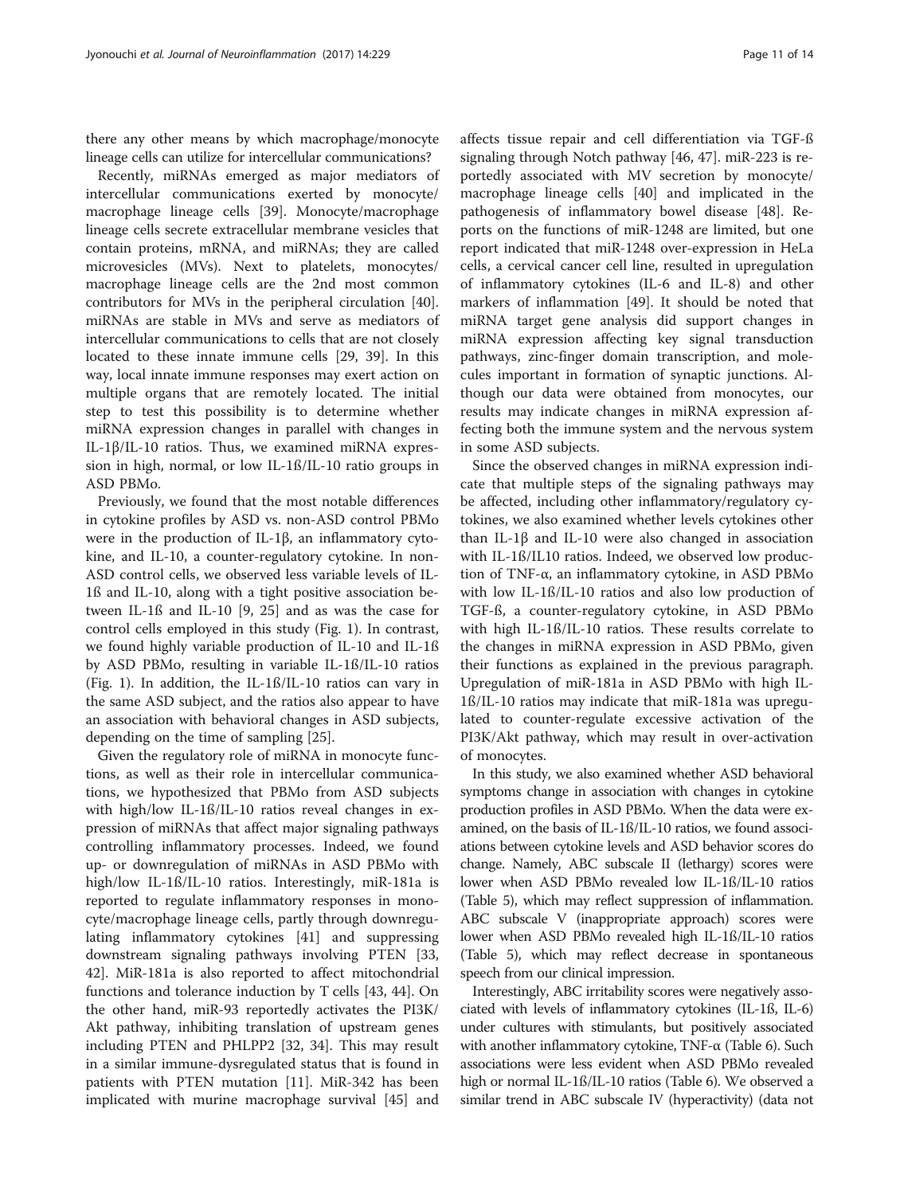there any other means by which macrophage/monocyte lineage cells can utilize for intercellular communications?

Recently, miRNAs emerged as major mediators of intercellular communications exerted by monocyte/macrophage lineage cells [39]. Monocyte/macrophage lineage cells secrete extracellular membrane vesicles that contain proteins, mRNA, and miRNAs; they are called microvesicles (MVs). Next to platelets, monocytes/macrophage lineage cells are the 2nd most common contributors for MVs in the peripheral circulation [40]. miRNAs are stable in MVs and serve as mediators of intercellular communications to cells that are not closely located to these innate immune cells [29, 39]. In this way, local innate immune responses may exert action on multiple organs that are remotely located. The initial step to test this possibility is to determine whether miRNA expression changes in parallel with changes in IL-1β/IL-10 ratios. Thus, we examined miRNA expression in high, normal, or low IL-1ß/IL-10 ratio groups in ASD PBMo.

Previously, we found that the most notable differences in cytokine profiles by ASD vs. non-ASD control PBMo were in the production of IL-1β, an inflammatory cytokine, and IL-10, a counter-regulatory cytokine. In non-ASD control cells, we observed less variable levels of IL-1ß and IL-10, along with a tight positive association between IL-1ß and IL-10 [9, 25] and as was the case for control cells employed in this study (Fig. 1). In contrast, we found highly variable production of IL-10 and IL-1ß by ASD PBMo, resulting in variable IL-1ß/IL-10 ratios (Fig. 1). In addition, the IL-1ß/IL-10 ratios can vary in the same ASD subject, and the ratios also appear to have an association with behavioral changes in ASD subjects, depending on the time of sampling [25].

Given the regulatory role of miRNA in monocyte functions, as well as their role in intercellular communications, we hypothesized that PBMo from ASD subjects with high/low IL-1ß/IL-10 ratios reveal changes in expression of miRNAs that affect major signaling pathways controlling inflammatory processes. Indeed, we found up- or downregulation of miRNAs in ASD PBMo with high/low IL-1ß/IL-10 ratios. Interestingly, miR-181a is reported to regulate inflammatory responses in monocyte/macrophage lineage cells, partly through downregulating inflammatory cytokines [41] and suppressing downstream signaling pathways involving PTEN [33, 42]. MiR-181a is also reported to affect mitochondrial functions and tolerance induction by T cells [43, 44]. On the other hand, miR-93 reportedly activates the PI3K/Akt pathway, inhibiting translation of upstream genes including PTEN and PHLPP2 [32, 34]. This may result in a similar immune-dysregulated status that is found in patients with PTEN mutation [11]. MiR-342 has been implicated with murine macrophage survival [45] and affects tissue repair and cell differentiation via TGF-ß signaling through Notch pathway [46, 47]. miR-223 is reportedly associated with MV secretion by monocyte/macrophage lineage cells [40] and implicated in the pathogenesis of inflammatory bowel disease [48]. Reports on the functions of miR-1248 are limited, but one report indicated that miR-1248 over-expression in HeLa cells, a cervical cancer cell line, resulted in upregulation of inflammatory cytokines (IL-6 and IL-8) and other markers of inflammation [49]. It should be noted that miRNA target gene analysis did support changes in miRNA expression affecting key signal transduction pathways, zinc-finger domain transcription, and molecules important in formation of synaptic junctions. Although our data were obtained from monocytes, our results may indicate changes in miRNA expression affecting both the immune system and the nervous system in some ASD subjects.

Since the observed changes in miRNA expression indicate that multiple steps of the signaling pathways may be affected, including other inflammatory/regulatory cytokines, we also examined whether levels cytokines other than IL-1β and IL-10 were also changed in association with IL-1ß/IL10 ratios. Indeed, we observed low production of TNF-α, an inflammatory cytokine, in ASD PBMo with low IL-1ß/IL-10 ratios and also low production of TGF-ß, a counter-regulatory cytokine, in ASD PBMo with high IL-1ß/IL-10 ratios. These results correlate to the changes in miRNA expression in ASD PBMo, given their functions as explained in the previous paragraph. Upregulation of miR-181a in ASD PBMo with high IL-1ß/IL-10 ratios may indicate that miR-181a was upregulated to counter-regulate excessive activation of the PI3K/Akt pathway, which may result in over-activation of monocytes.

In this study, we also examined whether ASD behavioral symptoms change in association with changes in cytokine production profiles in ASD PBMo. When the data were examined, on the basis of IL-1ß/IL-10 ratios, we found associations between cytokine levels and ASD behavior scores do change. Namely, ABC subscale II (lethargy) scores were lower when ASD PBMo revealed low IL-1ß/IL-10 ratios (Table 5), which may reflect suppression of inflammation. ABC subscale V (inappropriate approach) scores were lower when ASD PBMo revealed high IL-1ß/IL-10 ratios (Table 5), which may reflect decrease in spontaneous speech from our clinical impression.

Interestingly, ABC irritability scores were negatively associated with levels of inflammatory cytokines (IL-1ß, IL-6) under cultures with stimulants, but positively associated with another inflammatory cytokine, TNF-α (Table 6). Such associations were less evident when ASD PBMo revealed high or normal IL-1ß/IL-10 ratios (Table 6). We observed a similar trend in ABC subscale IV (hyperactivity) (data not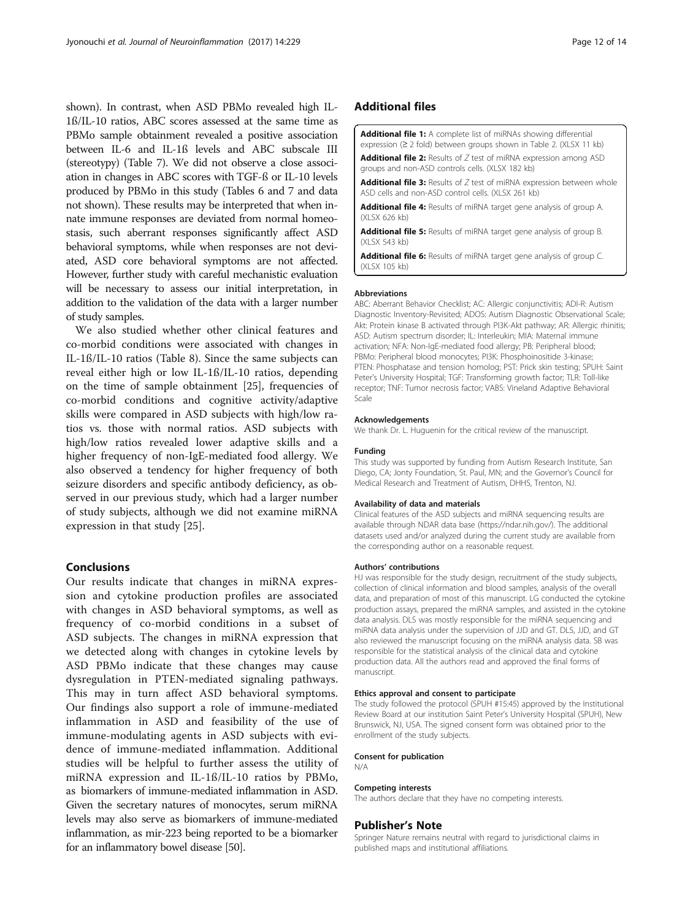shown). In contrast, when ASD PBMo revealed high IL-1ß/IL-10 ratios, ABC scores assessed at the same time as PBMo sample obtainment revealed a positive association between IL-6 and IL-1ß levels and ABC subscale III (stereotypy) (Table 7). We did not observe a close association in changes in ABC scores with TGF-ß or IL-10 levels produced by PBMo in this study (Tables 6 and 7 and data not shown). These results may be interpreted that when innate immune responses are deviated from normal homeostasis, such aberrant responses significantly affect ASD behavioral symptoms, while when responses are not deviated, ASD core behavioral symptoms are not affected. However, further study with careful mechanistic evaluation will be necessary to assess our initial interpretation, in addition to the validation of the data with a larger number of study samples.

We also studied whether other clinical features and co-morbid conditions were associated with changes in IL-1ß/IL-10 ratios (Table 8). Since the same subjects can reveal either high or low IL-1ß/IL-10 ratios, depending on the time of sample obtainment [25], frequencies of co-morbid conditions and cognitive activity/adaptive skills were compared in ASD subjects with high/low ratios vs. those with normal ratios. ASD subjects with high/low ratios revealed lower adaptive skills and a higher frequency of non-IgE-mediated food allergy. We also observed a tendency for higher frequency of both seizure disorders and specific antibody deficiency, as observed in our previous study, which had a larger number of study subjects, although we did not examine miRNA expression in that study [25].

## Conclusions

Our results indicate that changes in miRNA expression and cytokine production profiles are associated with changes in ASD behavioral symptoms, as well as frequency of co-morbid conditions in a subset of ASD subjects. The changes in miRNA expression that we detected along with changes in cytokine levels by ASD PBMo indicate that these changes may cause dysregulation in PTEN-mediated signaling pathways. This may in turn affect ASD behavioral symptoms. Our findings also support a role of immune-mediated inflammation in ASD and feasibility of the use of immune-modulating agents in ASD subjects with evidence of immune-mediated inflammation. Additional studies will be helpful to further assess the utility of miRNA expression and IL-1ß/IL-10 ratios by PBMo, as biomarkers of immune-mediated inflammation in ASD. Given the secretary natures of monocytes, serum miRNA levels may also serve as biomarkers of immune-mediated inflammation, as mir-223 being reported to be a biomarker for an inflammatory bowel disease [50].

## Additional files

**Additional file 1:** A complete list of miRNAs showing differential expression (≥ 2 fold) between groups shown in Table 2. (XLSX 11 kb)

**Additional file 2:** Results of *Z* test of miRNA expression among ASD groups and non-ASD controls cells. (XLSX 182 kb)

**Additional file 3:** Results of *Z* test of miRNA expression between whole ASD cells and non-ASD control cells. (XLSX 261 kb)

**Additional file 4:** Results of miRNA target gene analysis of group A. (XLSX 626 kb)

**Additional file 5:** Results of miRNA target gene analysis of group B. (XLSX 543 kb)

**Additional file 6:** Results of miRNA target gene analysis of group C. (XLSX 105 kb)

#### Abbreviations

ABC: Aberrant Behavior Checklist; AC: Allergic conjunctivitis; ADI-R: Autism Diagnostic Inventory-Revisited; ADOS: Autism Diagnostic Observational Scale; Akt: Protein kinase B activated through PI3K-Akt pathway; AR: Allergic rhinitis; ASD: Autism spectrum disorder; IL: Interleukin; MIA: Maternal immune activation; NFA: Non-IgE-mediated food allergy; PB: Peripheral blood; PBMo: Peripheral blood monocytes; PI3K: Phosphoinositide 3-kinase; PTEN: Phosphatase and tension homolog; PST: Prick skin testing; SPUH: Saint Peter's University Hospital; TGF: Transforming growth factor; TLR: Toll-like receptor; TNF: Tumor necrosis factor; VABS: Vineland Adaptive Behavioral Scale

#### Acknowledgements

We thank Dr. L. Huguenin for the critical review of the manuscript.

#### Funding

This study was supported by funding from Autism Research Institute, San Diego, CA; Jonty Foundation, St. Paul, MN; and the Governor's Council for Medical Research and Treatment of Autism, DHHS, Trenton, NJ.

#### Availability of data and materials

Clinical features of the ASD subjects and miRNA sequencing results are available through NDAR data base (https://ndar.nih.gov/). The additional datasets used and/or analyzed during the current study are available from the corresponding author on a reasonable request.

#### Authors' contributions

HJ was responsible for the study design, recruitment of the study subjects, collection of clinical information and blood samples, analysis of the overall data, and preparation of most of this manuscript. LG conducted the cytokine production assays, prepared the miRNA samples, and assisted in the cytokine data analysis. DLS was mostly responsible for the miRNA sequencing and miRNA data analysis under the supervision of JJD and GT. DLS, JJD, and GT also reviewed the manuscript focusing on the miRNA analysis data. SB was responsible for the statistical analysis of the clinical data and cytokine production data. All the authors read and approved the final forms of manuscript.

#### Ethics approval and consent to participate

The study followed the protocol (SPUH #15:45) approved by the Institutional Review Board at our institution Saint Peter's University Hospital (SPUH), New Brunswick, NJ, USA. The signed consent form was obtained prior to the enrollment of the study subjects.

#### Consent for publication

N/A

#### Competing interests

The authors declare that they have no competing interests.

## Publisher's Note

Springer Nature remains neutral with regard to jurisdictional claims in published maps and institutional affiliations.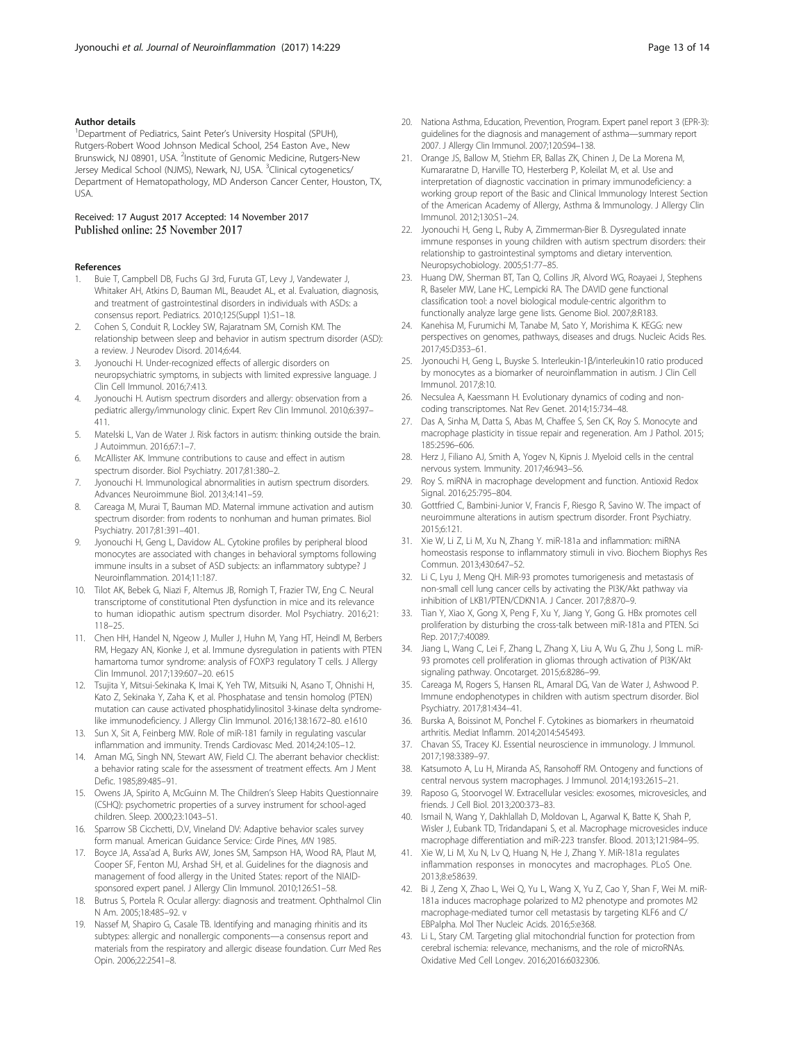#### Author details

[1]Department of Pediatrics, Saint Peter's University Hospital (SPUH), Rutgers-Robert Wood Johnson Medical School, 254 Easton Ave., New Brunswick, NJ 08901, USA. [2]Institute of Genomic Medicine, Rutgers-New Jersey Medical School (NJMS), Newark, NJ, USA. [3]Clinical cytogenetics/ Department of Hematopathology, MD Anderson Cancer Center, Houston, TX, USA.

Received: 17 August 2017 Accepted: 14 November 2017
Published online: 25 November 2017

#### References

1. Buie T, Campbell DB, Fuchs GJ 3rd, Furuta GT, Levy J, Vandewater J, Whitaker AH, Atkins D, Bauman ML, Beaudet AL, et al. Evaluation, diagnosis, and treatment of gastrointestinal disorders in individuals with ASDs: a consensus report. Pediatrics. 2010;125(Suppl 1):S1–18.
2. Cohen S, Conduit R, Lockley SW, Rajaratnam SM, Cornish KM. The relationship between sleep and behavior in autism spectrum disorder (ASD): a review. J Neurodev Disord. 2014;6:44.
3. Jyonouchi H. Under-recognized effects of allergic disorders on neuropsychiatric symptoms, in subjects with limited expressive language. J Clin Cell Immunol. 2016;7:413.
4. Jyonouchi H. Autism spectrum disorders and allergy: observation from a pediatric allergy/immunology clinic. Expert Rev Clin Immunol. 2010;6:397–411.
5. Matelski L, Van de Water J. Risk factors in autism: thinking outside the brain. J Autoimmun. 2016;67:1–7.
6. McAllister AK. Immune contributions to cause and effect in autism spectrum disorder. Biol Psychiatry. 2017;81:380–2.
7. Jyonouchi H. Immunological abnormalities in autism spectrum disorders. Advances Neuroimmune Biol. 2013;4:141–59.
8. Careaga M, Murai T, Bauman MD. Maternal immune activation and autism spectrum disorder: from rodents to nonhuman and human primates. Biol Psychiatry. 2017;81:391–401.
9. Jyonouchi H, Geng L, Davidow AL. Cytokine profiles by peripheral blood monocytes are associated with changes in behavioral symptoms following immune insults in a subset of ASD subjects: an inflammatory subtype? J Neuroinflammation. 2014;11:187.
10. Tilot AK, Bebek G, Niazi F, Altemus JB, Romigh T, Frazier TW, Eng C. Neural transcriptome of constitutional Pten dysfunction in mice and its relevance to human idiopathic autism spectrum disorder. Mol Psychiatry. 2016;21:118–25.
11. Chen HH, Handel N, Ngeow J, Muller J, Huhn M, Yang HT, Heindl M, Berbers RM, Hegazy AN, Kionke J, et al. Immune dysregulation in patients with PTEN hamartoma tumor syndrome: analysis of FOXP3 regulatory T cells. J Allergy Clin Immunol. 2017;139:607–20. e615
12. Tsujita Y, Mitsui-Sekinaka K, Imai K, Yeh TW, Mitsuiki N, Asano T, Ohnishi H, Kato Z, Sekinaka Y, Zaha K, et al. Phosphatase and tensin homolog (PTEN) mutation can cause activated phosphatidylinositol 3-kinase delta syndrome-like immunodeficiency. J Allergy Clin Immunol. 2016;138:1672–80. e1610
13. Sun X, Sit A, Feinberg MW. Role of miR-181 family in regulating vascular inflammation and immunity. Trends Cardiovasc Med. 2014;24:105–12.
14. Aman MG, Singh NN, Stewart AW, Field CJ. The aberrant behavior checklist: a behavior rating scale for the assessment of treatment effects. Am J Ment Defic. 1985;89:485–91.
15. Owens JA, Spirito A, McGuinn M. The Children's Sleep Habits Questionnaire (CSHQ): psychometric properties of a survey instrument for school-aged children. Sleep. 2000;23:1043–51.
16. Sparrow SB Cicchetti, D.V, Vineland DV: Adaptive behavior scales survey form manual. American Guidance Service: Cirde Pines, *MN* 1985.
17. Boyce JA, Assa'ad A, Burks AW, Jones SM, Sampson HA, Wood RA, Plaut M, Cooper SF, Fenton MJ, Arshad SH, et al. Guidelines for the diagnosis and management of food allergy in the United States: report of the NIAID-sponsored expert panel. J Allergy Clin Immunol. 2010;126:S1–58.
18. Butrus S, Portela R. Ocular allergy: diagnosis and treatment. Ophthalmol Clin N Am. 2005;18:485–92. v
19. Nassef M, Shapiro G, Casale TB. Identifying and managing rhinitis and its subtypes: allergic and nonallergic components—a consensus report and materials from the respiratory and allergic disease foundation. Curr Med Res Opin. 2006;22:2541–8.
20. Nationa Asthma, Education, Prevention, Program. Expert panel report 3 (EPR-3): guidelines for the diagnosis and management of asthma—summary report 2007. J Allergy Clin Immunol. 2007;120:S94–138.
21. Orange JS, Ballow M, Stiehm ER, Ballas ZK, Chinen J, De La Morena M, Kumararatne D, Harville TO, Hesterberg P, Koleilat M, et al. Use and interpretation of diagnostic vaccination in primary immunodeficiency: a working group report of the Basic and Clinical Immunology Interest Section of the American Academy of Allergy, Asthma & Immunology. J Allergy Clin Immunol. 2012;130:S1–24.
22. Jyonouchi H, Geng L, Ruby A, Zimmerman-Bier B. Dysregulated innate immune responses in young children with autism spectrum disorders: their relationship to gastrointestinal symptoms and dietary intervention. Neuropsychobiology. 2005;51:77–85.
23. Huang DW, Sherman BT, Tan Q, Collins JR, Alvord WG, Roayaei J, Stephens R, Baseler MW, Lane HC, Lempicki RA. The DAVID gene functional classification tool: a novel biological module-centric algorithm to functionally analyze large gene lists. Genome Biol. 2007;8:R183.
24. Kanehisa M, Furumichi M, Tanabe M, Sato Y, Morishima K. KEGG: new perspectives on genomes, pathways, diseases and drugs. Nucleic Acids Res. 2017;45:D353–61.
25. Jyonouchi H, Geng L, Buyske S. Interleukin-1β/interleukin10 ratio produced by monocytes as a biomarker of neuroinflammation in autism. J Clin Cell Immunol. 2017;8:10.
26. Necsulea A, Kaessmann H. Evolutionary dynamics of coding and non-coding transcriptomes. Nat Rev Genet. 2014;15:734–48.
27. Das A, Sinha M, Datta S, Abas M, Chaffee S, Sen CK, Roy S. Monocyte and macrophage plasticity in tissue repair and regeneration. Am J Pathol. 2015;185:2596–606.
28. Herz J, Filiano AJ, Smith A, Yogev N, Kipnis J. Myeloid cells in the central nervous system. Immunity. 2017;46:943–56.
29. Roy S. miRNA in macrophage development and function. Antioxid Redox Signal. 2016;25:795–804.
30. Gottfried C, Bambini-Junior V, Francis F, Riesgo R, Savino W. The impact of neuroimmune alterations in autism spectrum disorder. Front Psychiatry. 2015;6:121.
31. Xie W, Li Z, Li M, Xu N, Zhang Y. miR-181a and inflammation: miRNA homeostasis response to inflammatory stimuli in vivo. Biochem Biophys Res Commun. 2013;430:647–52.
32. Li C, Lyu J, Meng QH. MiR-93 promotes tumorigenesis and metastasis of non-small cell lung cancer cells by activating the PI3K/Akt pathway via inhibition of LKB1/PTEN/CDKN1A. J Cancer. 2017;8:870–9.
33. Tian Y, Xiao X, Gong X, Peng F, Xu Y, Jiang Y, Gong G. HBx promotes cell proliferation by disturbing the cross-talk between miR-181a and PTEN. Sci Rep. 2017;7:40089.
34. Jiang L, Wang C, Lei F, Zhang L, Zhang X, Liu A, Wu G, Zhu J, Song L. miR-93 promotes cell proliferation in gliomas through activation of PI3K/Akt signaling pathway. Oncotarget. 2015;6:8286–99.
35. Careaga M, Rogers S, Hansen RL, Amaral DG, Van de Water J, Ashwood P. Immune endophenotypes in children with autism spectrum disorder. Biol Psychiatry. 2017;81:434–41.
36. Burska A, Boissinot M, Ponchel F. Cytokines as biomarkers in rheumatoid arthritis. Mediat Inflamm. 2014;2014:545493.
37. Chavan SS, Tracey KJ. Essential neuroscience in immunology. J Immunol. 2017;198:3389–97.
38. Katsumoto A, Lu H, Miranda AS, Ransohoff RM. Ontogeny and functions of central nervous system macrophages. J Immunol. 2014;193:2615–21.
39. Raposo G, Stoorvogel W. Extracellular vesicles: exosomes, microvesicles, and friends. J Cell Biol. 2013;200:373–83.
40. Ismail N, Wang Y, Dakhlallah D, Moldovan L, Agarwal K, Batte K, Shah P, Wisler J, Eubank TD, Tridandapani S, et al. Macrophage microvesicles induce macrophage differentiation and miR-223 transfer. Blood. 2013;121:984–95.
41. Xie W, Li M, Xu N, Lv Q, Huang N, He J, Zhang Y. MiR-181a regulates inflammation responses in monocytes and macrophages. PLoS One. 2013;8:e58639.
42. Bi J, Zeng X, Zhao L, Wei Q, Yu L, Wang X, Yu Z, Cao Y, Shan F, Wei M. miR-181a induces macrophage polarized to M2 phenotype and promotes M2 macrophage-mediated tumor cell metastasis by targeting KLF6 and C/EBPalpha. Mol Ther Nucleic Acids. 2016;5:e368.
43. Li L, Stary CM. Targeting glial mitochondrial function for protection from cerebral ischemia: relevance, mechanisms, and the role of microRNAs. Oxidative Med Cell Longev. 2016;2016:6032306.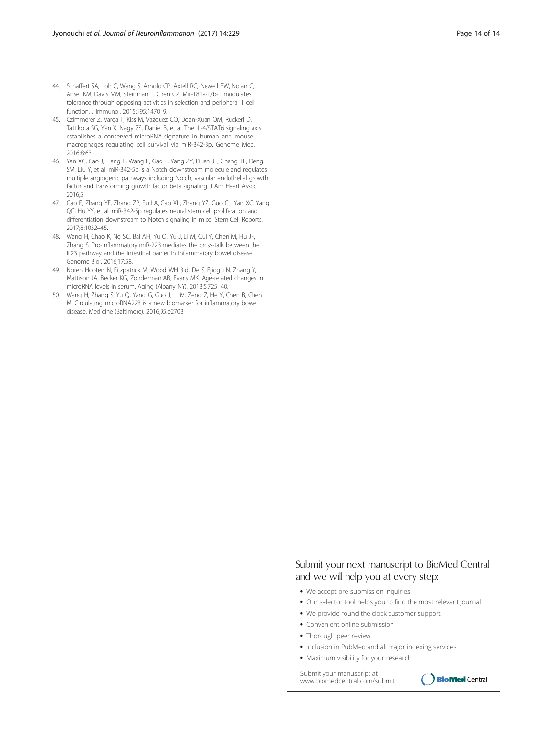44. Schaffert SA, Loh C, Wang S, Arnold CP, Axtell RC, Newell EW, Nolan G, Ansel KM, Davis MM, Steinman L, Chen CZ. Mir-181a-1/b-1 modulates tolerance through opposing activities in selection and peripheral T cell function. J Immunol. 2015;195:1470–9.
45. Czimmerer Z, Varga T, Kiss M, Vazquez CO, Doan-Xuan QM, Ruckerl D, Tattikota SG, Yan X, Nagy ZS, Daniel B, et al. The IL-4/STAT6 signaling axis establishes a conserved microRNA signature in human and mouse macrophages regulating cell survival via miR-342-3p. Genome Med. 2016;8:63.
46. Yan XC, Cao J, Liang L, Wang L, Gao F, Yang ZY, Duan JL, Chang TF, Deng SM, Liu Y, et al. miR-342-5p is a Notch downstream molecule and regulates multiple angiogenic pathways including Notch, vascular endothelial growth factor and transforming growth factor beta signaling. J Am Heart Assoc. 2016;5
47. Gao F, Zhang YF, Zhang ZP, Fu LA, Cao XL, Zhang YZ, Guo CJ, Yan XC, Yang QC, Hu YY, et al. miR-342-5p regulates neural stem cell proliferation and differentiation downstream to Notch signaling in mice. Stem Cell Reports. 2017;8:1032–45.
48. Wang H, Chao K, Ng SC, Bai AH, Yu Q, Yu J, Li M, Cui Y, Chen M, Hu JF, Zhang S. Pro-inflammatory miR-223 mediates the cross-talk between the IL23 pathway and the intestinal barrier in inflammatory bowel disease. Genome Biol. 2016;17:58.
49. Noren Hooten N, Fitzpatrick M, Wood WH 3rd, De S, Ejiogu N, Zhang Y, Mattison JA, Becker KG, Zonderman AB, Evans MK. Age-related changes in microRNA levels in serum. Aging (Albany NY). 2013;5:725–40.
50. Wang H, Zhang S, Yu Q, Yang G, Guo J, Li M, Zeng Z, He Y, Chen B, Chen M. Circulating microRNA223 is a new biomarker for inflammatory bowel disease. Medicine (Baltimore). 2016;95:e2703.

Submit your next manuscript to BioMed Central and we will help you at every step:

- We accept pre-submission inquiries
- Our selector tool helps you to find the most relevant journal
- We provide round the clock customer support
- Convenient online submission
- Thorough peer review
- Inclusion in PubMed and all major indexing services
- Maximum visibility for your research

Submit your manuscript at
www.biomedcentral.com/submit

BioMed Central